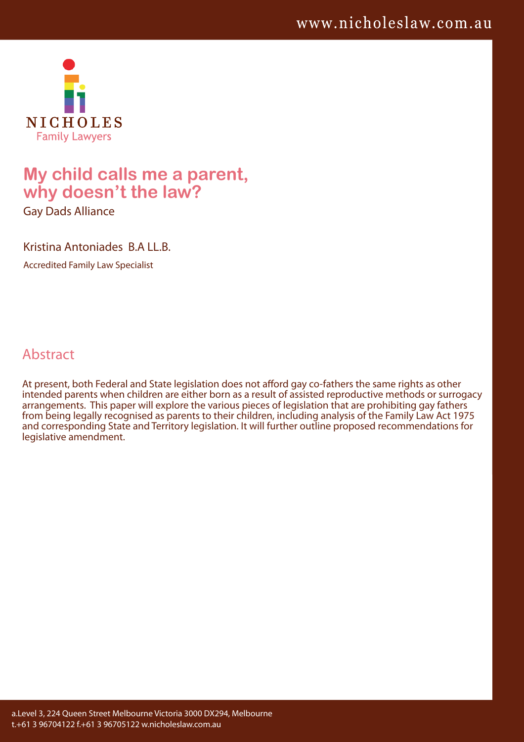NICHOLES
Family Lawyers

# My child calls me a parent, why doesn't the law?

Gay Dads Alliance

Kristina Antoniades B.A LL.B.

Accredited Family Law Specialist

## Abstract

At present, both Federal and State legislation does not afford gay co-fathers the same rights as other intended parents when children are either born as a result of assisted reproductive methods or surrogacy arrangements. This paper will explore the various pieces of legislation that are prohibiting gay fathers from being legally recognised as parents to their children, including analysis of the Family Law Act 1975 and corresponding State and Territory legislation. It will further outline proposed recommendations for legislative amendment.

a.Level 3, 224 Queen Street Melbourne Victoria 3000 DX294, Melbourne
t.+61 3 96704122 f.+61 3 96705122 w.nicholeslaw.com.au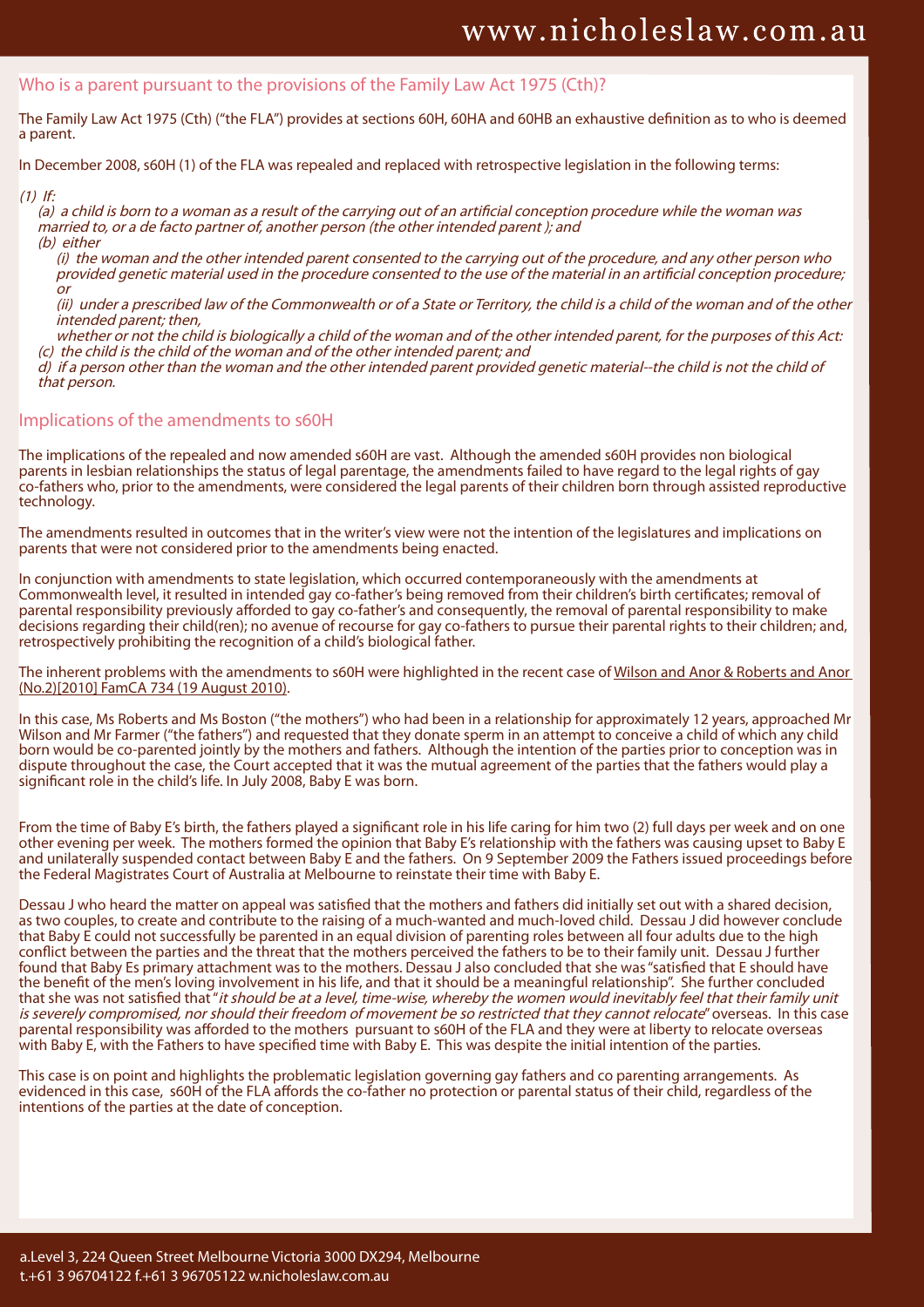## Who is a parent pursuant to the provisions of the Family Law Act 1975 (Cth)?

The Family Law Act 1975 (Cth) ("the FLA") provides at sections 60H, 60HA and 60HB an exhaustive definition as to who is deemed a parent.

In December 2008, s60H (1) of the FLA was repealed and replaced with retrospective legislation in the following terms:

*(1) If:*

*(a) a child is born to a woman as a result of the carrying out of an artificial conception procedure while the woman was married to, or a de facto partner of, another person (the other intended parent ); and*

*(b) either*

*(i) the woman and the other intended parent consented to the carrying out of the procedure, and any other person who provided genetic material used in the procedure consented to the use of the material in an artificial conception procedure; or*

*(ii) under a prescribed law of the Commonwealth or of a State or Territory, the child is a child of the woman and of the other intended parent; then,*

*whether or not the child is biologically a child of the woman and of the other intended parent, for the purposes of this Act:*

*(c) the child is the child of the woman and of the other intended parent; and*

*d) if a person other than the woman and the other intended parent provided genetic material--the child is not the child of that person.*

## Implications of the amendments to s60H

The implications of the repealed and now amended s60H are vast. Although the amended s60H provides non biological parents in lesbian relationships the status of legal parentage, the amendments failed to have regard to the legal rights of gay co-fathers who, prior to the amendments, were considered the legal parents of their children born through assisted reproductive technology.

The amendments resulted in outcomes that in the writer's view were not the intention of the legislatures and implications on parents that were not considered prior to the amendments being enacted.

In conjunction with amendments to state legislation, which occurred contemporaneously with the amendments at Commonwealth level, it resulted in intended gay co-father's being removed from their children's birth certificates; removal of parental responsibility previously afforded to gay co-father's and consequently, the removal of parental responsibility to make decisions regarding their child(ren); no avenue of recourse for gay co-fathers to pursue their parental rights to their children; and, retrospectively prohibiting the recognition of a child's biological father.

The inherent problems with the amendments to s60H were highlighted in the recent case of Wilson and Anor & Roberts and Anor (No.2)[2010] FamCA 734 (19 August 2010).

In this case, Ms Roberts and Ms Boston ("the mothers") who had been in a relationship for approximately 12 years, approached Mr Wilson and Mr Farmer ("the fathers") and requested that they donate sperm in an attempt to conceive a child of which any child born would be co-parented jointly by the mothers and fathers. Although the intention of the parties prior to conception was in dispute throughout the case, the Court accepted that it was the mutual agreement of the parties that the fathers would play a significant role in the child's life. In July 2008, Baby E was born.

From the time of Baby E's birth, the fathers played a significant role in his life caring for him two (2) full days per week and on one other evening per week. The mothers formed the opinion that Baby E's relationship with the fathers was causing upset to Baby E and unilaterally suspended contact between Baby E and the fathers. On 9 September 2009 the Fathers issued proceedings before the Federal Magistrates Court of Australia at Melbourne to reinstate their time with Baby E.

Dessau J who heard the matter on appeal was satisfied that the mothers and fathers did initially set out with a shared decision, as two couples, to create and contribute to the raising of a much-wanted and much-loved child. Dessau J did however conclude that Baby E could not successfully be parented in an equal division of parenting roles between all four adults due to the high conflict between the parties and the threat that the mothers perceived the fathers to be to their family unit. Dessau J further found that Baby Es primary attachment was to the mothers. Dessau J also concluded that she was "satisfied that E should have the benefit of the men's loving involvement in his life, and that it should be a meaningful relationship". She further concluded that she was not satisfied that "*it should be at a level, time-wise, whereby the women would inevitably feel that their family unit is severely compromised, nor should their freedom of movement be so restricted that they cannot relocate*" overseas. In this case parental responsibility was afforded to the mothers pursuant to s60H of the FLA and they were at liberty to relocate overseas with Baby E, with the Fathers to have specified time with Baby E. This was despite the initial intention of the parties.

This case is on point and highlights the problematic legislation governing gay fathers and co parenting arrangements. As evidenced in this case, s60H of the FLA affords the co-father no protection or parental status of their child, regardless of the intentions of the parties at the date of conception.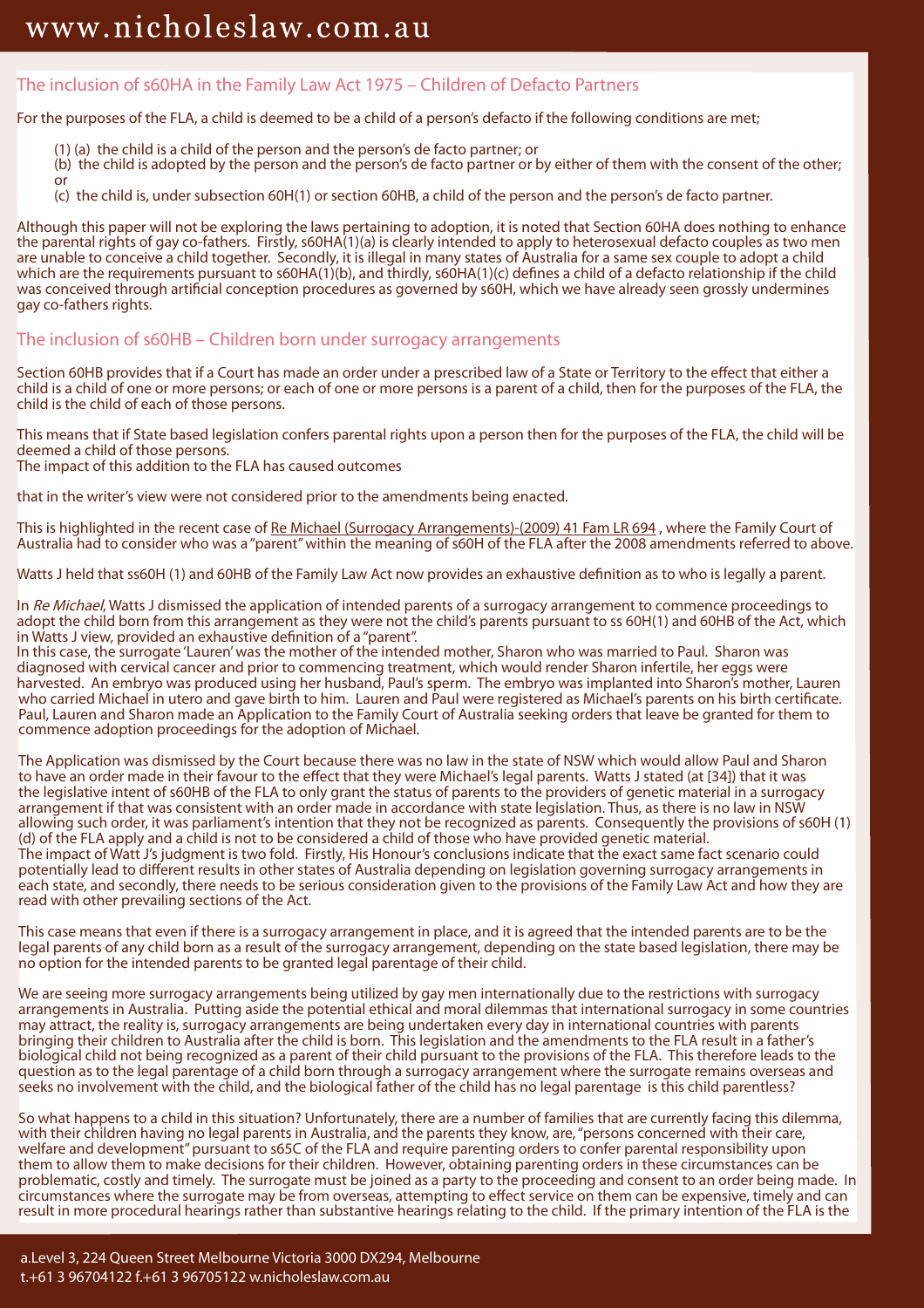## The inclusion of s60HA in the Family Law Act 1975 – Children of Defacto Partners

For the purposes of the FLA, a child is deemed to be a child of a person's defacto if the following conditions are met;

(1) (a) the child is a child of the person and the person's de facto partner; or
(b) the child is adopted by the person and the person's de facto partner or by either of them with the consent of the other; or
(c) the child is, under subsection 60H(1) or section 60HB, a child of the person and the person's de facto partner.

Although this paper will not be exploring the laws pertaining to adoption, it is noted that Section 60HA does nothing to enhance the parental rights of gay co-fathers. Firstly, s60HA(1)(a) is clearly intended to apply to heterosexual defacto couples as two men are unable to conceive a child together. Secondly, it is illegal in many states of Australia for a same sex couple to adopt a child which are the requirements pursuant to s60HA(1)(b), and thirdly, s60HA(1)(c) defines a child of a defacto relationship if the child was conceived through artificial conception procedures as governed by s60H, which we have already seen grossly undermines gay co-fathers rights.

## The inclusion of s60HB – Children born under surrogacy arrangements

Section 60HB provides that if a Court has made an order under a prescribed law of a State or Territory to the effect that either a child is a child of one or more persons; or each of one or more persons is a parent of a child, then for the purposes of the FLA, the child is the child of each of those persons.

This means that if State based legislation confers parental rights upon a person then for the purposes of the FLA, the child will be deemed a child of those persons.
The impact of this addition to the FLA has caused outcomes

that in the writer's view were not considered prior to the amendments being enacted.

This is highlighted in the recent case of Re Michael (Surrogacy Arrangements)-(2009) 41 Fam LR 694 , where the Family Court of Australia had to consider who was a "parent" within the meaning of s60H of the FLA after the 2008 amendments referred to above.

Watts J held that ss60H (1) and 60HB of the Family Law Act now provides an exhaustive definition as to who is legally a parent.

In *Re Michael*, Watts J dismissed the application of intended parents of a surrogacy arrangement to commence proceedings to adopt the child born from this arrangement as they were not the child's parents pursuant to ss 60H(1) and 60HB of the Act, which in Watts J view, provided an exhaustive definition of a "parent".
In this case, the surrogate 'Lauren' was the mother of the intended mother, Sharon who was married to Paul. Sharon was diagnosed with cervical cancer and prior to commencing treatment, which would render Sharon infertile, her eggs were harvested. An embryo was produced using her husband, Paul's sperm. The embryo was implanted into Sharon's mother, Lauren who carried Michael in utero and gave birth to him. Lauren and Paul were registered as Michael's parents on his birth certificate. Paul, Lauren and Sharon made an Application to the Family Court of Australia seeking orders that leave be granted for them to commence adoption proceedings for the adoption of Michael.

The Application was dismissed by the Court because there was no law in the state of NSW which would allow Paul and Sharon to have an order made in their favour to the effect that they were Michael's legal parents. Watts J stated (at [34]) that it was the legislative intent of s60HB of the FLA to only grant the status of parents to the providers of genetic material in a surrogacy arrangement if that was consistent with an order made in accordance with state legislation. Thus, as there is no law in NSW allowing such order, it was parliament's intention that they not be recognized as parents. Consequently the provisions of s60H (1) (d) of the FLA apply and a child is not to be considered a child of those who have provided genetic material.
The impact of Watt J's judgment is two fold. Firstly, His Honour's conclusions indicate that the exact same fact scenario could potentially lead to different results in other states of Australia depending on legislation governing surrogacy arrangements in each state, and secondly, there needs to be serious consideration given to the provisions of the Family Law Act and how they are read with other prevailing sections of the Act.

This case means that even if there is a surrogacy arrangement in place, and it is agreed that the intended parents are to be the legal parents of any child born as a result of the surrogacy arrangement, depending on the state based legislation, there may be no option for the intended parents to be granted legal parentage of their child.

We are seeing more surrogacy arrangements being utilized by gay men internationally due to the restrictions with surrogacy arrangements in Australia. Putting aside the potential ethical and moral dilemmas that international surrogacy in some countries may attract, the reality is, surrogacy arrangements are being undertaken every day in international countries with parents bringing their children to Australia after the child is born. This legislation and the amendments to the FLA result in a father's biological child not being recognized as a parent of their child pursuant to the provisions of the FLA. This therefore leads to the question as to the legal parentage of a child born through a surrogacy arrangement where the surrogate remains overseas and seeks no involvement with the child, and the biological father of the child has no legal parentage is this child parentless?

So what happens to a child in this situation? Unfortunately, there are a number of families that are currently facing this dilemma, with their children having no legal parents in Australia, and the parents they know, are, "persons concerned with their care, welfare and development" pursuant to s65C of the FLA and require parenting orders to confer parental responsibility upon them to allow them to make decisions for their children. However, obtaining parenting orders in these circumstances can be problematic, costly and timely. The surrogate must be joined as a party to the proceeding and consent to an order being made. In circumstances where the surrogate may be from overseas, attempting to effect service on them can be expensive, timely and can result in more procedural hearings rather than substantive hearings relating to the child. If the primary intention of the FLA is the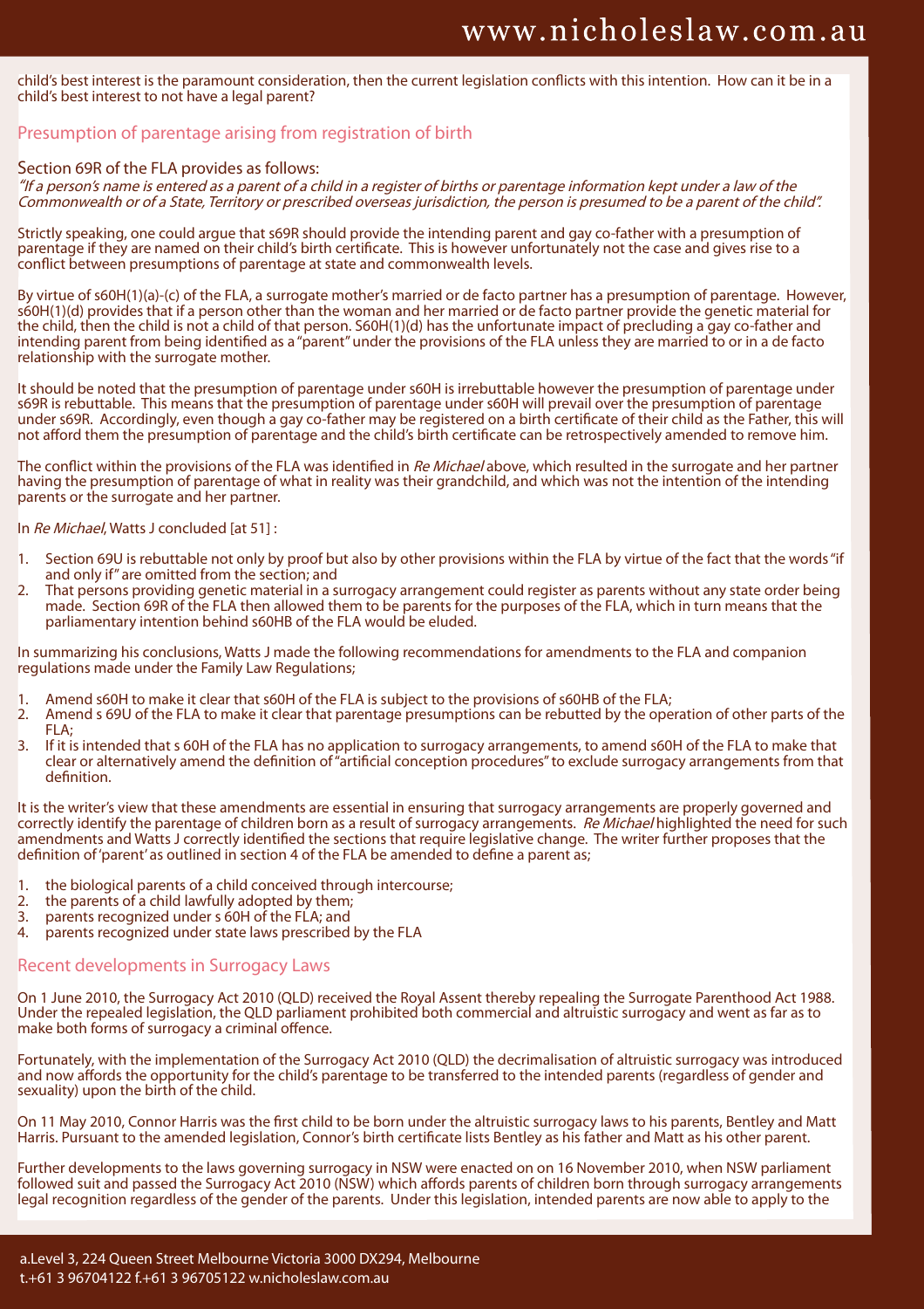child's best interest is the paramount consideration, then the current legislation conflicts with this intention. How can it be in a child's best interest to not have a legal parent?

## Presumption of parentage arising from registration of birth

Section 69R of the FLA provides as follows:
*"If a person's name is entered as a parent of a child in a register of births or parentage information kept under a law of the Commonwealth or of a State, Territory or prescribed overseas jurisdiction, the person is presumed to be a parent of the child".*

Strictly speaking, one could argue that s69R should provide the intending parent and gay co-father with a presumption of parentage if they are named on their child's birth certificate. This is however unfortunately not the case and gives rise to a conflict between presumptions of parentage at state and commonwealth levels.

By virtue of s60H(1)(a)-(c) of the FLA, a surrogate mother's married or de facto partner has a presumption of parentage. However, s60H(1)(d) provides that if a person other than the woman and her married or de facto partner provide the genetic material for the child, then the child is not a child of that person. S60H(1)(d) has the unfortunate impact of precluding a gay co-father and intending parent from being identified as a "parent" under the provisions of the FLA unless they are married to or in a de facto relationship with the surrogate mother.

It should be noted that the presumption of parentage under s60H is irrebuttable however the presumption of parentage under s69R is rebuttable. This means that the presumption of parentage under s60H will prevail over the presumption of parentage under s69R. Accordingly, even though a gay co-father may be registered on a birth certificate of their child as the Father, this will not afford them the presumption of parentage and the child's birth certificate can be retrospectively amended to remove him.

The conflict within the provisions of the FLA was identified in *Re Michael* above, which resulted in the surrogate and her partner having the presumption of parentage of what in reality was their grandchild, and which was not the intention of the intending parents or the surrogate and her partner.

In *Re Michael*, Watts J concluded [at 51] :

1. Section 69U is rebuttable not only by proof but also by other provisions within the FLA by virtue of the fact that the words "if and only if" are omitted from the section; and
2. That persons providing genetic material in a surrogacy arrangement could register as parents without any state order being made. Section 69R of the FLA then allowed them to be parents for the purposes of the FLA, which in turn means that the parliamentary intention behind s60HB of the FLA would be eluded.

In summarizing his conclusions, Watts J made the following recommendations for amendments to the FLA and companion regulations made under the Family Law Regulations;

1. Amend s60H to make it clear that s60H of the FLA is subject to the provisions of s60HB of the FLA;
2. Amend s 69U of the FLA to make it clear that parentage presumptions can be rebutted by the operation of other parts of the FLA;
3. If it is intended that s 60H of the FLA has no application to surrogacy arrangements, to amend s60H of the FLA to make that clear or alternatively amend the definition of "artificial conception procedures" to exclude surrogacy arrangements from that definition.

It is the writer's view that these amendments are essential in ensuring that surrogacy arrangements are properly governed and correctly identify the parentage of children born as a result of surrogacy arrangements. *Re Michael* highlighted the need for such amendments and Watts J correctly identified the sections that require legislative change. The writer further proposes that the definition of 'parent' as outlined in section 4 of the FLA be amended to define a parent as;

1. the biological parents of a child conceived through intercourse;
2. the parents of a child lawfully adopted by them;
3. parents recognized under s 60H of the FLA; and
4. parents recognized under state laws prescribed by the FLA

## Recent developments in Surrogacy Laws

On 1 June 2010, the Surrogacy Act 2010 (QLD) received the Royal Assent thereby repealing the Surrogate Parenthood Act 1988. Under the repealed legislation, the QLD parliament prohibited both commercial and altruistic surrogacy and went as far as to make both forms of surrogacy a criminal offence.

Fortunately, with the implementation of the Surrogacy Act 2010 (QLD) the decrimalisation of altruistic surrogacy was introduced and now affords the opportunity for the child's parentage to be transferred to the intended parents (regardless of gender and sexuality) upon the birth of the child.

On 11 May 2010, Connor Harris was the first child to be born under the altruistic surrogacy laws to his parents, Bentley and Matt Harris. Pursuant to the amended legislation, Connor's birth certificate lists Bentley as his father and Matt as his other parent.

Further developments to the laws governing surrogacy in NSW were enacted on on 16 November 2010, when NSW parliament followed suit and passed the Surrogacy Act 2010 (NSW) which affords parents of children born through surrogacy arrangements legal recognition regardless of the gender of the parents. Under this legislation, intended parents are now able to apply to the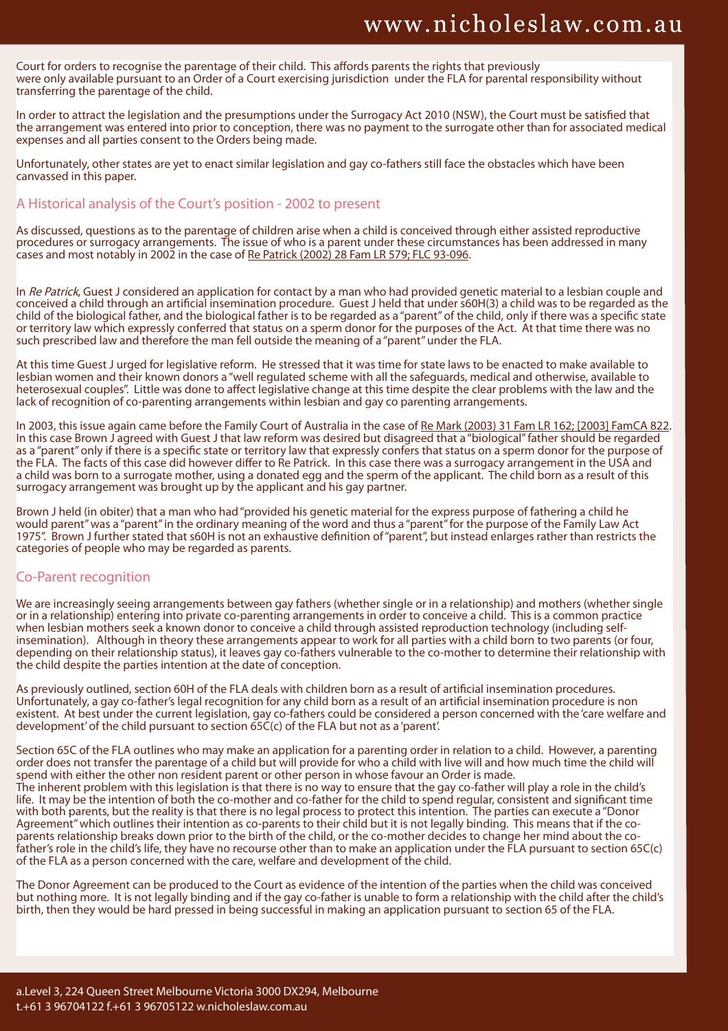Court for orders to recognise the parentage of their child. This affords parents the rights that previously were only available pursuant to an Order of a Court exercising jurisdiction under the FLA for parental responsibility without transferring the parentage of the child.

In order to attract the legislation and the presumptions under the Surrogacy Act 2010 (NSW), the Court must be satisfied that the arrangement was entered into prior to conception, there was no payment to the surrogate other than for associated medical expenses and all parties consent to the Orders being made.

Unfortunately, other states are yet to enact similar legislation and gay co-fathers still face the obstacles which have been canvassed in this paper.

## A Historical analysis of the Court's position - 2002 to present

As discussed, questions as to the parentage of children arise when a child is conceived through either assisted reproductive procedures or surrogacy arrangements. The issue of who is a parent under these circumstances has been addressed in many cases and most notably in 2002 in the case of Re Patrick (2002) 28 Fam LR 579; FLC 93-096.

In *Re Patrick*, Guest J considered an application for contact by a man who had provided genetic material to a lesbian couple and conceived a child through an artificial insemination procedure. Guest J held that under s60H(3) a child was to be regarded as the child of the biological father, and the biological father is to be regarded as a "parent" of the child, only if there was a specific state or territory law which expressly conferred that status on a sperm donor for the purposes of the Act. At that time there was no such prescribed law and therefore the man fell outside the meaning of a "parent" under the FLA.

At this time Guest J urged for legislative reform. He stressed that it was time for state laws to be enacted to make available to lesbian women and their known donors a "well regulated scheme with all the safeguards, medical and otherwise, available to heterosexual couples". Little was done to affect legislative change at this time despite the clear problems with the law and the lack of recognition of co-parenting arrangements within lesbian and gay co parenting arrangements.

In 2003, this issue again came before the Family Court of Australia in the case of Re Mark (2003) 31 Fam LR 162; [2003] FamCA 822. In this case Brown J agreed with Guest J that law reform was desired but disagreed that a "biological" father should be regarded as a "parent" only if there is a specific state or territory law that expressly confers that status on a sperm donor for the purpose of the FLA. The facts of this case did however differ to Re Patrick. In this case there was a surrogacy arrangement in the USA and a child was born to a surrogate mother, using a donated egg and the sperm of the applicant. The child born as a result of this surrogacy arrangement was brought up by the applicant and his gay partner.

Brown J held (in obiter) that a man who had "provided his genetic material for the express purpose of fathering a child he would parent" was a "parent" in the ordinary meaning of the word and thus a "parent" for the purpose of the Family Law Act 1975". Brown J further stated that s60H is not an exhaustive definition of "parent", but instead enlarges rather than restricts the categories of people who may be regarded as parents.

## Co-Parent recognition

We are increasingly seeing arrangements between gay fathers (whether single or in a relationship) and mothers (whether single or in a relationship) entering into private co-parenting arrangements in order to conceive a child. This is a common practice when lesbian mothers seek a known donor to conceive a child through assisted reproduction technology (including self-insemination). Although in theory these arrangements appear to work for all parties with a child born to two parents (or four, depending on their relationship status), it leaves gay co-fathers vulnerable to the co-mother to determine their relationship with the child despite the parties intention at the date of conception.

As previously outlined, section 60H of the FLA deals with children born as a result of artificial insemination procedures. Unfortunately, a gay co-father's legal recognition for any child born as a result of an artificial insemination procedure is non existent. At best under the current legislation, gay co-fathers could be considered a person concerned with the 'care welfare and development' of the child pursuant to section 65C(c) of the FLA but not as a 'parent'.

Section 65C of the FLA outlines who may make an application for a parenting order in relation to a child. However, a parenting order does not transfer the parentage of a child but will provide for who a child with live will and how much time the child will spend with either the other non resident parent or other person in whose favour an Order is made.
The inherent problem with this legislation is that there is no way to ensure that the gay co-father will play a role in the child's life. It may be the intention of both the co-mother and co-father for the child to spend regular, consistent and significant time with both parents, but the reality is that there is no legal process to protect this intention. The parties can execute a "Donor Agreement" which outlines their intention as co-parents to their child but it is not legally binding. This means that if the co-parents relationship breaks down prior to the birth of the child, or the co-mother decides to change her mind about the co-father's role in the child's life, they have no recourse other than to make an application under the FLA pursuant to section 65C(c) of the FLA as a person concerned with the care, welfare and development of the child.

The Donor Agreement can be produced to the Court as evidence of the intention of the parties when the child was conceived but nothing more. It is not legally binding and if the gay co-father is unable to form a relationship with the child after the child's birth, then they would be hard pressed in being successful in making an application pursuant to section 65 of the FLA.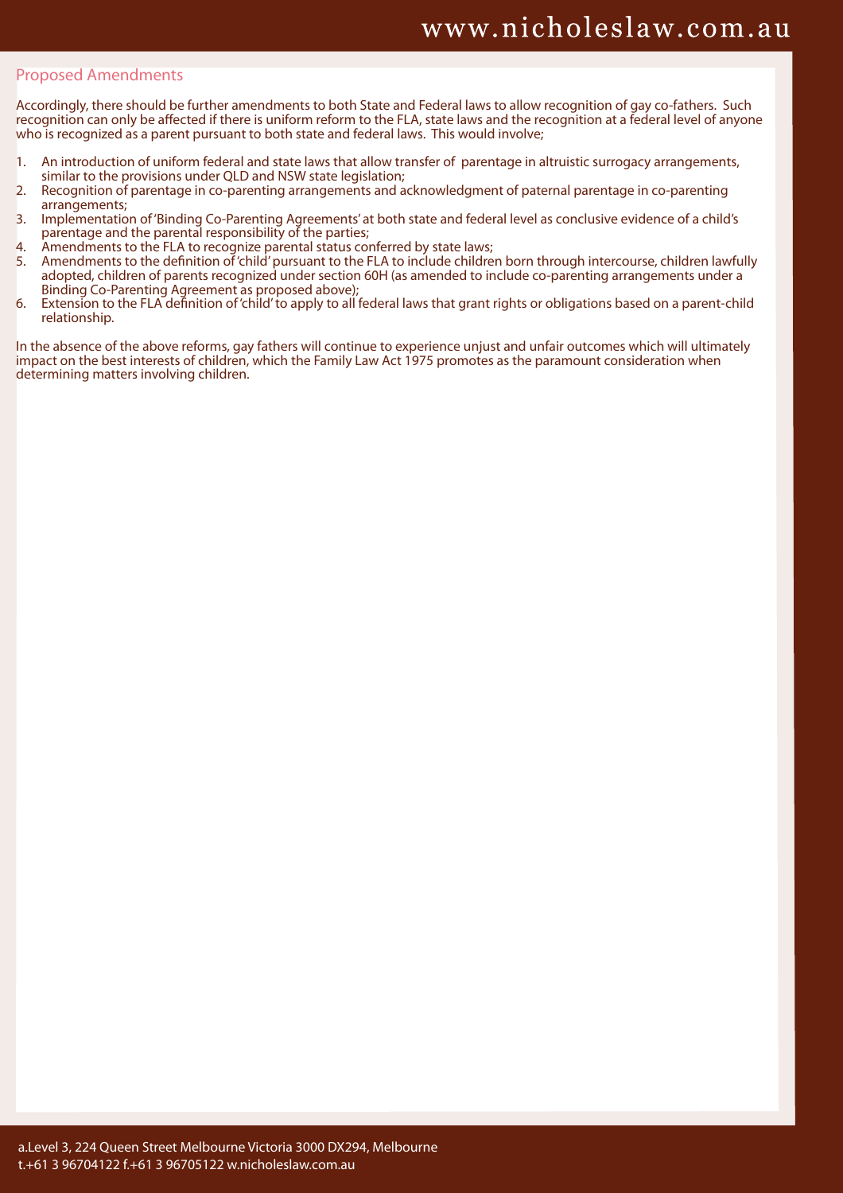## Proposed Amendments

Accordingly, there should be further amendments to both State and Federal laws to allow recognition of gay co-fathers. Such recognition can only be affected if there is uniform reform to the FLA, state laws and the recognition at a federal level of anyone who is recognized as a parent pursuant to both state and federal laws. This would involve;

1. An introduction of uniform federal and state laws that allow transfer of parentage in altruistic surrogacy arrangements, similar to the provisions under QLD and NSW state legislation;
2. Recognition of parentage in co-parenting arrangements and acknowledgment of paternal parentage in co-parenting arrangements;
3. Implementation of 'Binding Co-Parenting Agreements' at both state and federal level as conclusive evidence of a child's parentage and the parental responsibility of the parties;
4. Amendments to the FLA to recognize parental status conferred by state laws;
5. Amendments to the definition of 'child' pursuant to the FLA to include children born through intercourse, children lawfully adopted, children of parents recognized under section 60H (as amended to include co-parenting arrangements under a Binding Co-Parenting Agreement as proposed above);
6. Extension to the FLA definition of 'child' to apply to all federal laws that grant rights or obligations based on a parent-child relationship.

In the absence of the above reforms, gay fathers will continue to experience unjust and unfair outcomes which will ultimately impact on the best interests of children, which the Family Law Act 1975 promotes as the paramount consideration when determining matters involving children.